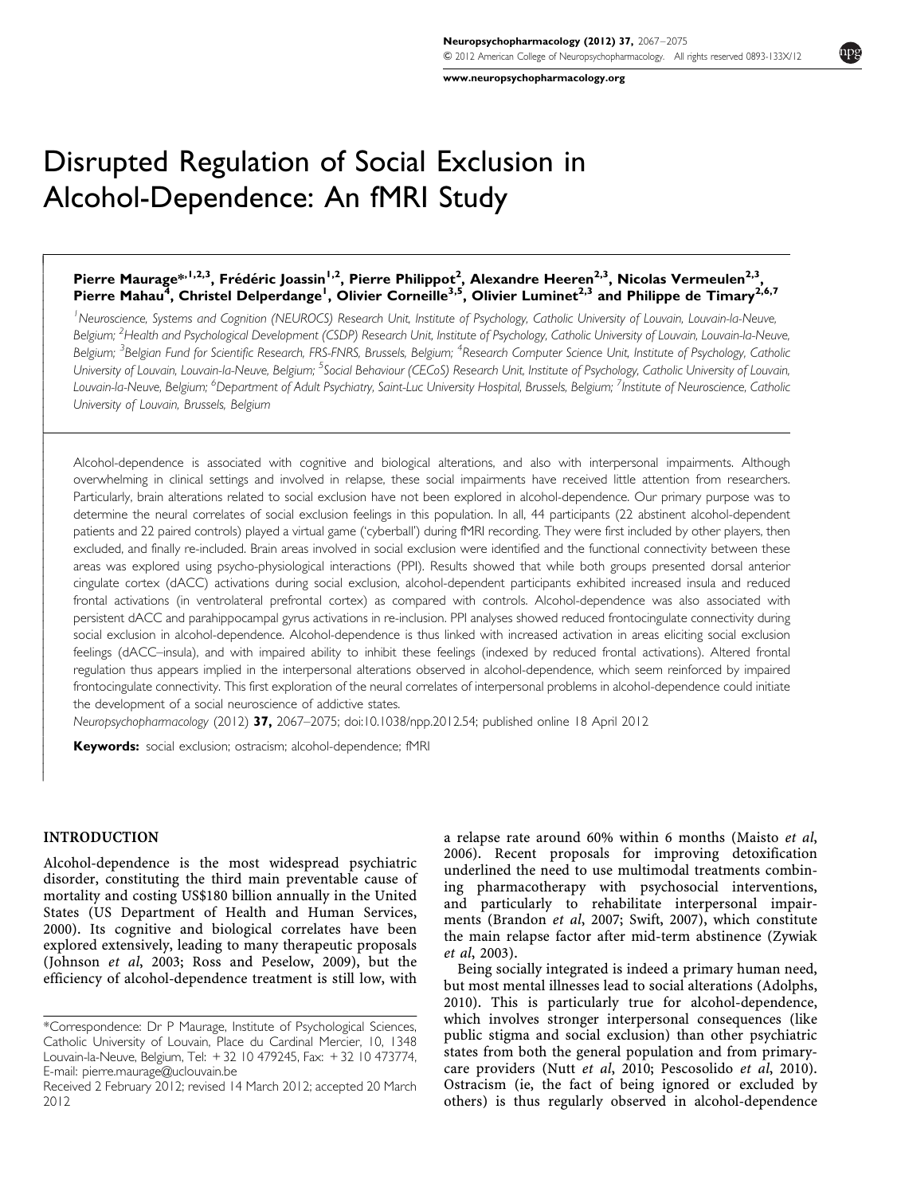# Disrupted Regulation of Social Exclusion in Alcohol-Dependence: An fMRI Study

**Pierre Maurage\*[1,2,3], Frédéric Joassin[1,2], Pierre Philippot[2], Alexandre Heeren[2,3], Nicolas Vermeulen[2,3], Pierre Mahau[4], Christel Delperdange[1], Olivier Corneille[3,5], Olivier Luminet[2,3] and Philippe de Timary[2,6,7]**

[1]Neuroscience, Systems and Cognition (NEUROCS) Research Unit, Institute of Psychology, Catholic University of Louvain, Louvain-la-Neuve, Belgium; [2]Health and Psychological Development (CSDP) Research Unit, Institute of Psychology, Catholic University of Louvain, Louvain-la-Neuve, Belgium; [3]Belgian Fund for Scientific Research, FRS-FNRS, Brussels, Belgium; [4]Research Computer Science Unit, Institute of Psychology, Catholic University of Louvain, Louvain-la-Neuve, Belgium; [5]Social Behaviour (CECoS) Research Unit, Institute of Psychology, Catholic University of Louvain, Louvain-la-Neuve, Belgium; [6]Department of Adult Psychiatry, Saint-Luc University Hospital, Brussels, Belgium; [7]Institute of Neuroscience, Catholic University of Louvain, Brussels, Belgium

Alcohol-dependence is associated with cognitive and biological alterations, and also with interpersonal impairments. Although overwhelming in clinical settings and involved in relapse, these social impairments have received little attention from researchers. Particularly, brain alterations related to social exclusion have not been explored in alcohol-dependence. Our primary purpose was to determine the neural correlates of social exclusion feelings in this population. In all, 44 participants (22 abstinent alcohol-dependent patients and 22 paired controls) played a virtual game ('cyberball') during fMRI recording. They were first included by other players, then excluded, and finally re-included. Brain areas involved in social exclusion were identified and the functional connectivity between these areas was explored using psycho-physiological interactions (PPI). Results showed that while both groups presented dorsal anterior cingulate cortex (dACC) activations during social exclusion, alcohol-dependent participants exhibited increased insula and reduced frontal activations (in ventrolateral prefrontal cortex) as compared with controls. Alcohol-dependence was also associated with persistent dACC and parahippocampal gyrus activations in re-inclusion. PPI analyses showed reduced frontocingulate connectivity during social exclusion in alcohol-dependence. Alcohol-dependence is thus linked with increased activation in areas eliciting social exclusion feelings (dACC–insula), and with impaired ability to inhibit these feelings (indexed by reduced frontal activations). Altered frontal regulation thus appears implied in the interpersonal alterations observed in alcohol-dependence, which seem reinforced by impaired frontocingulate connectivity. This first exploration of the neural correlates of interpersonal problems in alcohol-dependence could initiate the development of a social neuroscience of addictive states.

*Neuropsychopharmacology* (2012) **37,** 2067–2075; doi:10.1038/npp.2012.54; published online 18 April 2012

**Keywords:** social exclusion; ostracism; alcohol-dependence; fMRI

## INTRODUCTION

Alcohol-dependence is the most widespread psychiatric disorder, constituting the third main preventable cause of mortality and costing US$180 billion annually in the United States (US Department of Health and Human Services, 2000). Its cognitive and biological correlates have been explored extensively, leading to many therapeutic proposals (Johnson *et al*, 2003; Ross and Peselow, 2009), but the efficiency of alcohol-dependence treatment is still low, with a relapse rate around 60% within 6 months (Maisto *et al*, 2006). Recent proposals for improving detoxification underlined the need to use multimodal treatments combining pharmacotherapy with psychosocial interventions, and particularly to rehabilitate interpersonal impairments (Brandon *et al*, 2007; Swift, 2007), which constitute the main relapse factor after mid-term abstinence (Zywiak *et al*, 2003).

Being socially integrated is indeed a primary human need, but most mental illnesses lead to social alterations (Adolphs, 2010). This is particularly true for alcohol-dependence, which involves stronger interpersonal consequences (like public stigma and social exclusion) than other psychiatric states from both the general population and from primary-care providers (Nutt *et al*, 2010; Pescosolido *et al*, 2010). Ostracism (ie, the fact of being ignored or excluded by others) is thus regularly observed in alcohol-dependence

\*Correspondence: Dr P Maurage, Institute of Psychological Sciences, Catholic University of Louvain, Place du Cardinal Mercier, 10, 1348 Louvain-la-Neuve, Belgium, Tel: + 32 10 479245, Fax: + 32 10 473774, E-mail: pierre.maurage@uclouvain.be

Received 2 February 2012; revised 14 March 2012; accepted 20 March 2012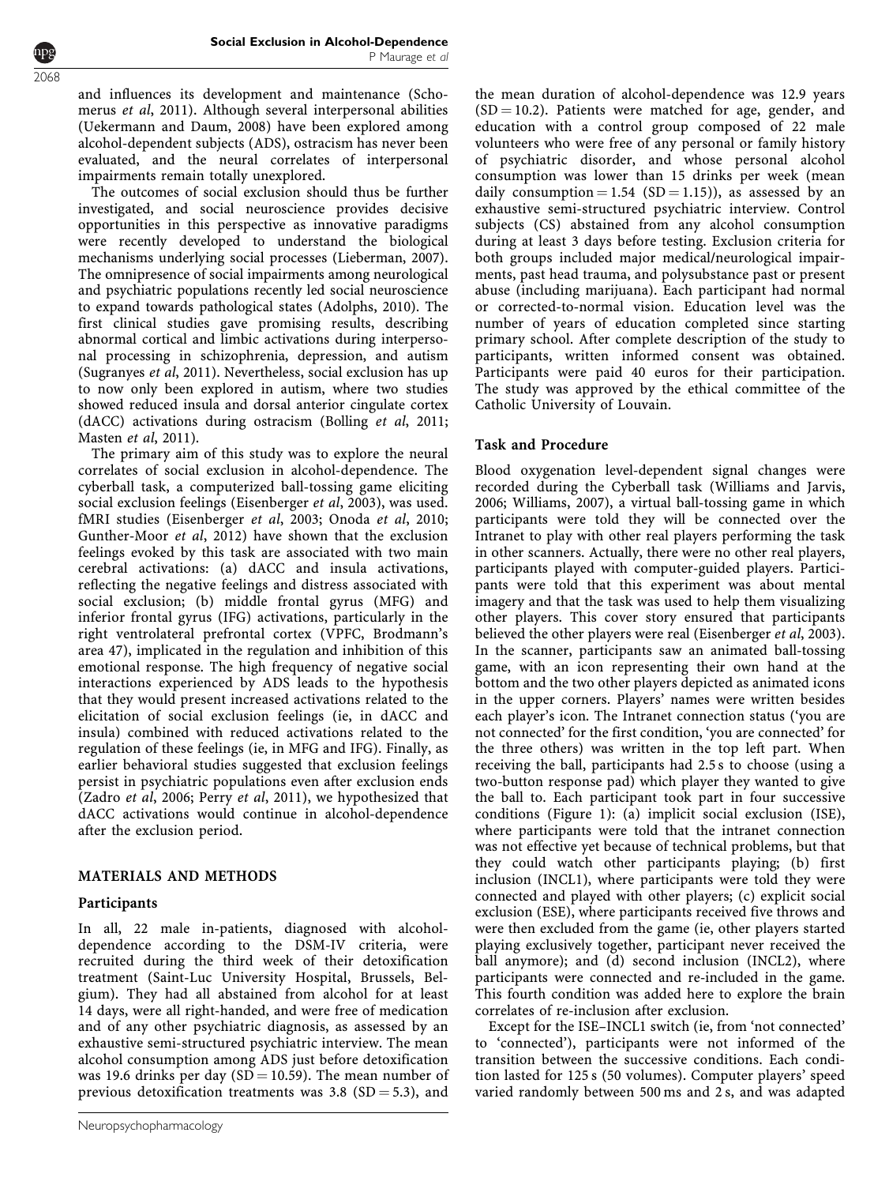and influences its development and maintenance (Schomerus *et al*, 2011). Although several interpersonal abilities (Uekermann and Daum, 2008) have been explored among alcohol-dependent subjects (ADS), ostracism has never been evaluated, and the neural correlates of interpersonal impairments remain totally unexplored.

The outcomes of social exclusion should thus be further investigated, and social neuroscience provides decisive opportunities in this perspective as innovative paradigms were recently developed to understand the biological mechanisms underlying social processes (Lieberman, 2007). The omnipresence of social impairments among neurological and psychiatric populations recently led social neuroscience to expand towards pathological states (Adolphs, 2010). The first clinical studies gave promising results, describing abnormal cortical and limbic activations during interpersonal processing in schizophrenia, depression, and autism (Sugranyes *et al*, 2011). Nevertheless, social exclusion has up to now only been explored in autism, where two studies showed reduced insula and dorsal anterior cingulate cortex (dACC) activations during ostracism (Bolling *et al*, 2011; Masten *et al*, 2011).

The primary aim of this study was to explore the neural correlates of social exclusion in alcohol-dependence. The cyberball task, a computerized ball-tossing game eliciting social exclusion feelings (Eisenberger *et al*, 2003), was used. fMRI studies (Eisenberger *et al*, 2003; Onoda *et al*, 2010; Gunther-Moor *et al*, 2012) have shown that the exclusion feelings evoked by this task are associated with two main cerebral activations: (a) dACC and insula activations, reflecting the negative feelings and distress associated with social exclusion; (b) middle frontal gyrus (MFG) and inferior frontal gyrus (IFG) activations, particularly in the right ventrolateral prefrontal cortex (VPFC, Brodmann's area 47), implicated in the regulation and inhibition of this emotional response. The high frequency of negative social interactions experienced by ADS leads to the hypothesis that they would present increased activations related to the elicitation of social exclusion feelings (ie, in dACC and insula) combined with reduced activations related to the regulation of these feelings (ie, in MFG and IFG). Finally, as earlier behavioral studies suggested that exclusion feelings persist in psychiatric populations even after exclusion ends (Zadro *et al*, 2006; Perry *et al*, 2011), we hypothesized that dACC activations would continue in alcohol-dependence after the exclusion period.

## MATERIALS AND METHODS

### Participants

In all, 22 male in-patients, diagnosed with alcohol-dependence according to the DSM-IV criteria, were recruited during the third week of their detoxification treatment (Saint-Luc University Hospital, Brussels, Belgium). They had all abstained from alcohol for at least 14 days, were all right-handed, and were free of medication and of any other psychiatric diagnosis, as assessed by an exhaustive semi-structured psychiatric interview. The mean alcohol consumption among ADS just before detoxification was 19.6 drinks per day (SD = 10.59). The mean number of previous detoxification treatments was 3.8 (SD = 5.3), and the mean duration of alcohol-dependence was 12.9 years (SD = 10.2). Patients were matched for age, gender, and education with a control group composed of 22 male volunteers who were free of any personal or family history of psychiatric disorder, and whose personal alcohol consumption was lower than 15 drinks per week (mean daily consumption = 1.54 (SD = 1.15)), as assessed by an exhaustive semi-structured psychiatric interview. Control subjects (CS) abstained from any alcohol consumption during at least 3 days before testing. Exclusion criteria for both groups included major medical/neurological impairments, past head trauma, and polysubstance past or present abuse (including marijuana). Each participant had normal or corrected-to-normal vision. Education level was the number of years of education completed since starting primary school. After complete description of the study to participants, written informed consent was obtained. Participants were paid 40 euros for their participation. The study was approved by the ethical committee of the Catholic University of Louvain.

### Task and Procedure

Blood oxygenation level-dependent signal changes were recorded during the Cyberball task (Williams and Jarvis, 2006; Williams, 2007), a virtual ball-tossing game in which participants were told they will be connected over the Intranet to play with other real players performing the task in other scanners. Actually, there were no other real players, participants played with computer-guided players. Participants were told that this experiment was about mental imagery and that the task was used to help them visualizing other players. This cover story ensured that participants believed the other players were real (Eisenberger *et al*, 2003). In the scanner, participants saw an animated ball-tossing game, with an icon representing their own hand at the bottom and the two other players depicted as animated icons in the upper corners. Players' names were written besides each player's icon. The Intranet connection status ('you are not connected' for the first condition, 'you are connected' for the three others) was written in the top left part. When receiving the ball, participants had 2.5 s to choose (using a two-button response pad) which player they wanted to give the ball to. Each participant took part in four successive conditions (Figure 1): (a) implicit social exclusion (ISE), where participants were told that the intranet connection was not effective yet because of technical problems, but that they could watch other participants playing; (b) first inclusion (INCL1), where participants were told they were connected and played with other players; (c) explicit social exclusion (ESE), where participants received five throws and were then excluded from the game (ie, other players started playing exclusively together, participant never received the ball anymore); and (d) second inclusion (INCL2), where participants were connected and re-included in the game. This fourth condition was added here to explore the brain correlates of re-inclusion after exclusion.

Except for the ISE–INCL1 switch (ie, from 'not connected' to 'connected'), participants were not informed of the transition between the successive conditions. Each condition lasted for 125 s (50 volumes). Computer players' speed varied randomly between 500 ms and 2 s, and was adapted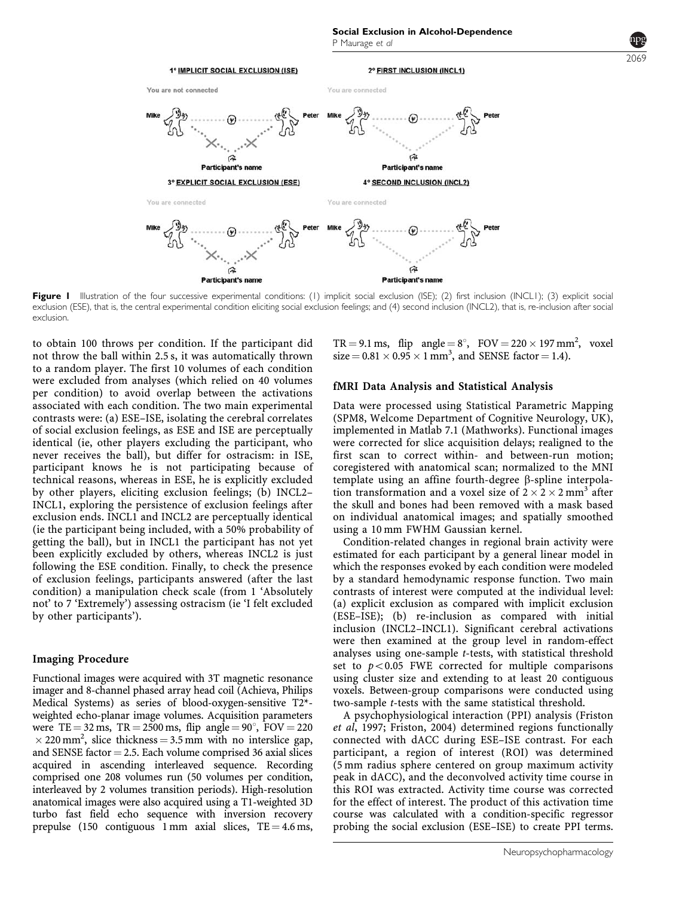**Figure 1** Illustration of the four successive experimental conditions: (1) implicit social exclusion (ISE); (2) first inclusion (INCL1); (3) explicit social exclusion (ESE), that is, the central experimental condition eliciting social exclusion feelings; and (4) second inclusion (INCL2), that is, re-inclusion after social exclusion.

to obtain 100 throws per condition. If the participant did not throw the ball within 2.5 s, it was automatically thrown to a random player. The first 10 volumes of each condition were excluded from analyses (which relied on 40 volumes per condition) to avoid overlap between the activations associated with each condition. The two main experimental contrasts were: (a) ESE–ISE, isolating the cerebral correlates of social exclusion feelings, as ESE and ISE are perceptually identical (ie, other players excluding the participant, who never receives the ball), but differ for ostracism: in ISE, participant knows he is not participating because of technical reasons, whereas in ESE, he is explicitly excluded by other players, eliciting exclusion feelings; (b) INCL2–INCL1, exploring the persistence of exclusion feelings after exclusion ends. INCL1 and INCL2 are perceptually identical (ie the participant being included, with a 50% probability of getting the ball), but in INCL1 the participant has not yet been explicitly excluded by others, whereas INCL2 is just following the ESE condition. Finally, to check the presence of exclusion feelings, participants answered (after the last condition) a manipulation check scale (from 1 'Absolutely not' to 7 'Extremely') assessing ostracism (ie 'I felt excluded by other participants').

### Imaging Procedure

Functional images were acquired with 3T magnetic resonance imager and 8-channel phased array head coil (Achieva, Philips Medical Systems) as series of blood-oxygen-sensitive T2*-weighted echo-planar image volumes. Acquisition parameters were TE = 32 ms, TR = 2500 ms, flip angle = 90°, FOV = 220 $\times$ 220 mm$^2$, slice thickness = 3.5 mm with no interslice gap, and SENSE factor = 2.5. Each volume comprised 36 axial slices acquired in ascending interleaved sequence. Recording comprised one 208 volumes run (50 volumes per condition, interleaved by 2 volumes transition periods). High-resolution anatomical images were also acquired using a T1-weighted 3D turbo fast field echo sequence with inversion recovery prepulse (150 contiguous 1 mm axial slices, TE = 4.6 ms, TR = 9.1 ms, flip angle = 8°, FOV = 220 $\times$ 197 mm$^2$, voxel size = 0.81 $\times$ 0.95 $\times$ 1 mm$^3$, and SENSE factor = 1.4).

### fMRI Data Analysis and Statistical Analysis

Data were processed using Statistical Parametric Mapping (SPM8, Welcome Department of Cognitive Neurology, UK), implemented in Matlab 7.1 (Mathworks). Functional images were corrected for slice acquisition delays; realigned to the first scan to correct within- and between-run motion; coregistered with anatomical scan; normalized to the MNI template using an affine fourth-degree β-spline interpolation transformation and a voxel size of 2 $\times$ 2 $\times$ 2 mm$^3$ after the skull and bones had been removed with a mask based on individual anatomical images; and spatially smoothed using a 10 mm FWHM Gaussian kernel.

Condition-related changes in regional brain activity were estimated for each participant by a general linear model in which the responses evoked by each condition were modeled by a standard hemodynamic response function. Two main contrasts of interest were computed at the individual level: (a) explicit exclusion as compared with implicit exclusion (ESE–ISE); (b) re-inclusion as compared with initial inclusion (INCL2–INCL1). Significant cerebral activations were then examined at the group level in random-effect analyses using one-sample *t*-tests, with statistical threshold set to $p < 0.05$ FWE corrected for multiple comparisons using cluster size and extending to at least 20 contiguous voxels. Between-group comparisons were conducted using two-sample *t*-tests with the same statistical threshold.

A psychophysiological interaction (PPI) analysis (Friston *et al*, 1997; Friston, 2004) determined regions functionally connected with dACC during ESE–ISE contrast. For each participant, a region of interest (ROI) was determined (5 mm radius sphere centered on group maximum activity peak in dACC), and the deconvolved activity time course in this ROI was extracted. Activity time course was corrected for the effect of interest. The product of this activation time course was calculated with a condition-specific regressor probing the social exclusion (ESE–ISE) to create PPI terms.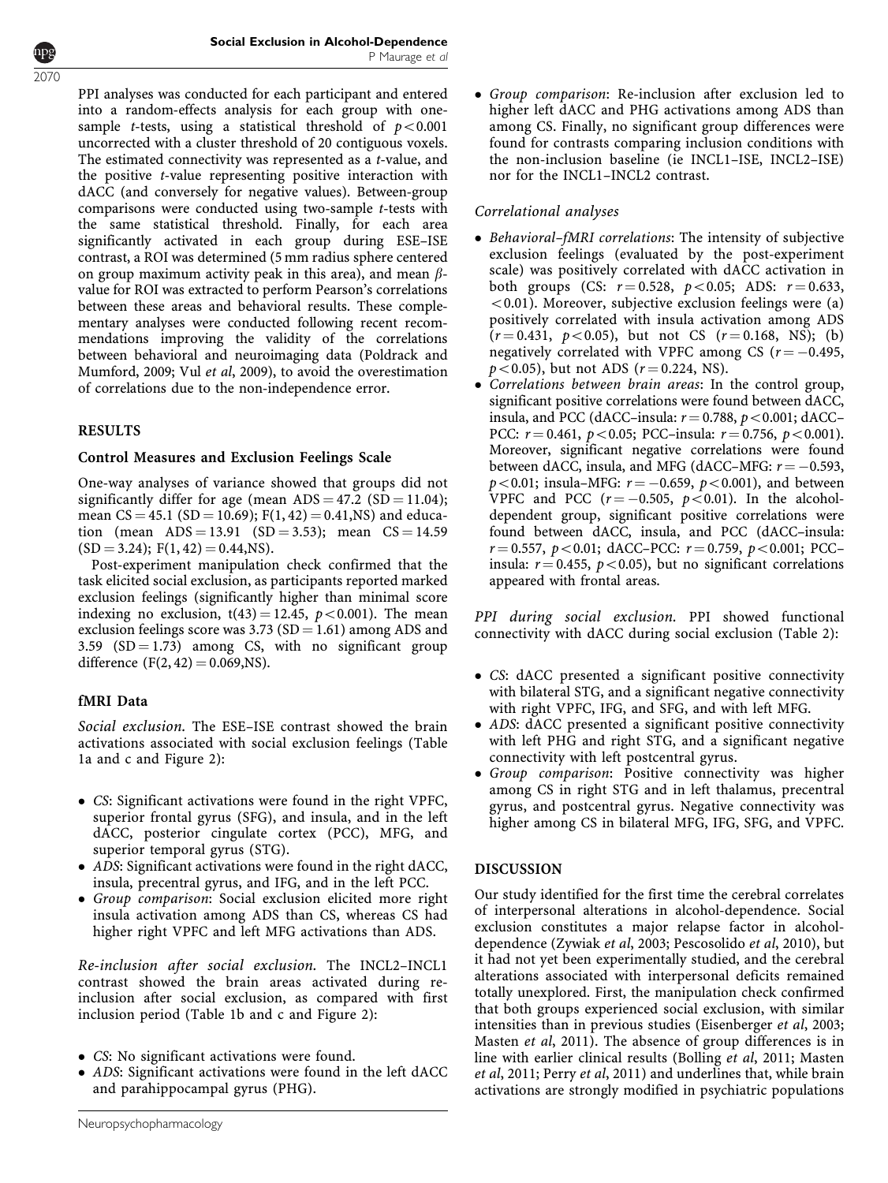PPI analyses was conducted for each participant and entered into a random-effects analysis for each group with one-sample *t*-tests, using a statistical threshold of $p < 0.001$ uncorrected with a cluster threshold of 20 contiguous voxels. The estimated connectivity was represented as a *t*-value, and the positive *t*-value representing positive interaction with dACC (and conversely for negative values). Between-group comparisons were conducted using two-sample *t*-tests with the same statistical threshold. Finally, for each area significantly activated in each group during ESE–ISE contrast, a ROI was determined (5 mm radius sphere centered on group maximum activity peak in this area), and mean $\beta$-value for ROI was extracted to perform Pearson's correlations between these areas and behavioral results. These complementary analyses were conducted following recent recommendations improving the validity of the correlations between behavioral and neuroimaging data (Poldrack and Mumford, 2009; Vul *et al*, 2009), to avoid the overestimation of correlations due to the non-independence error.

## RESULTS

### Control Measures and Exclusion Feelings Scale

One-way analyses of variance showed that groups did not significantly differ for age (mean ADS = 47.2 (SD = 11.04); mean CS = 45.1 (SD = 10.69); $F(1, 42) = 0.41$,NS) and education (mean ADS = 13.91 (SD = 3.53); mean CS = 14.59 (SD = 3.24); $F(1, 42) = 0.44$,NS).

Post-experiment manipulation check confirmed that the task elicited social exclusion, as participants reported marked exclusion feelings (significantly higher than minimal score indexing no exclusion, $t(43) = 12.45$, $p < 0.001$). The mean exclusion feelings score was 3.73 (SD = 1.61) among ADS and 3.59 (SD = 1.73) among CS, with no significant group difference ($F(2, 42) = 0.069$,NS).

### fMRI Data

*Social exclusion.* The ESE–ISE contrast showed the brain activations associated with social exclusion feelings (Table 1a and c and Figure 2):

- *CS*: Significant activations were found in the right VPFC, superior frontal gyrus (SFG), and insula, and in the left dACC, posterior cingulate cortex (PCC), MFG, and superior temporal gyrus (STG).
- *ADS*: Significant activations were found in the right dACC, insula, precentral gyrus, and IFG, and in the left PCC.
- *Group comparison*: Social exclusion elicited more right insula activation among ADS than CS, whereas CS had higher right VPFC and left MFG activations than ADS.

*Re-inclusion after social exclusion.* The INCL2–INCL1 contrast showed the brain areas activated during re-inclusion after social exclusion, as compared with first inclusion period (Table 1b and c and Figure 2):

- *CS*: No significant activations were found.
- *ADS*: Significant activations were found in the left dACC and parahippocampal gyrus (PHG).
- *Group comparison*: Re-inclusion after exclusion led to higher left dACC and PHG activations among ADS than among CS. Finally, no significant group differences were found for contrasts comparing inclusion conditions with the non-inclusion baseline (ie INCL1–ISE, INCL2–ISE) nor for the INCL1–INCL2 contrast.

*Correlational analyses*

- *Behavioral–fMRI correlations*: The intensity of subjective exclusion feelings (evaluated by the post-experiment scale) was positively correlated with dACC activation in both groups (CS: $r = 0.528$, $p < 0.05$; ADS: $r = 0.633$, $< 0.01$). Moreover, subjective exclusion feelings were (a) positively correlated with insula activation among ADS ($r = 0.431$, $p < 0.05$), but not CS ($r = 0.168$, NS); (b) negatively correlated with VPFC among CS ($r = -0.495$, $p < 0.05$), but not ADS ($r = 0.224$, NS).
- *Correlations between brain areas*: In the control group, significant positive correlations were found between dACC, insula, and PCC (dACC–insula: $r = 0.788$, $p < 0.001$; dACC–PCC: $r = 0.461$, $p < 0.05$; PCC–insula: $r = 0.756$, $p < 0.001$). Moreover, significant negative correlations were found between dACC, insula, and MFG (dACC–MFG: $r = -0.593$, $p < 0.01$; insula–MFG: $r = -0.659$, $p < 0.001$), and between VPFC and PCC ($r = -0.505$, $p < 0.01$). In the alcohol-dependent group, significant positive correlations were found between dACC, insula, and PCC (dACC–insula: $r = 0.557$, $p < 0.01$; dACC–PCC: $r = 0.759$, $p < 0.001$; PCC–insula: $r = 0.455$, $p < 0.05$), but no significant correlations appeared with frontal areas.

*PPI during social exclusion.* PPI showed functional connectivity with dACC during social exclusion (Table 2):

- *CS*: dACC presented a significant positive connectivity with bilateral STG, and a significant negative connectivity with right VPFC, IFG, and SFG, and with left MFG.
- *ADS*: dACC presented a significant positive connectivity with left PHG and right STG, and a significant negative connectivity with left postcentral gyrus.
- *Group comparison*: Positive connectivity was higher among CS in right STG and in left thalamus, precentral gyrus, and postcentral gyrus. Negative connectivity was higher among CS in bilateral MFG, IFG, SFG, and VPFC.

## DISCUSSION

Our study identified for the first time the cerebral correlates of interpersonal alterations in alcohol-dependence. Social exclusion constitutes a major relapse factor in alcohol-dependence (Zywiak *et al*, 2003; Pescosolido *et al*, 2010), but it had not yet been experimentally studied, and the cerebral alterations associated with interpersonal deficits remained totally unexplored. First, the manipulation check confirmed that both groups experienced social exclusion, with similar intensities than in previous studies (Eisenberger *et al*, 2003; Masten *et al*, 2011). The absence of group differences is in line with earlier clinical results (Bolling *et al*, 2011; Masten *et al*, 2011; Perry *et al*, 2011) and underlines that, while brain activations are strongly modified in psychiatric populations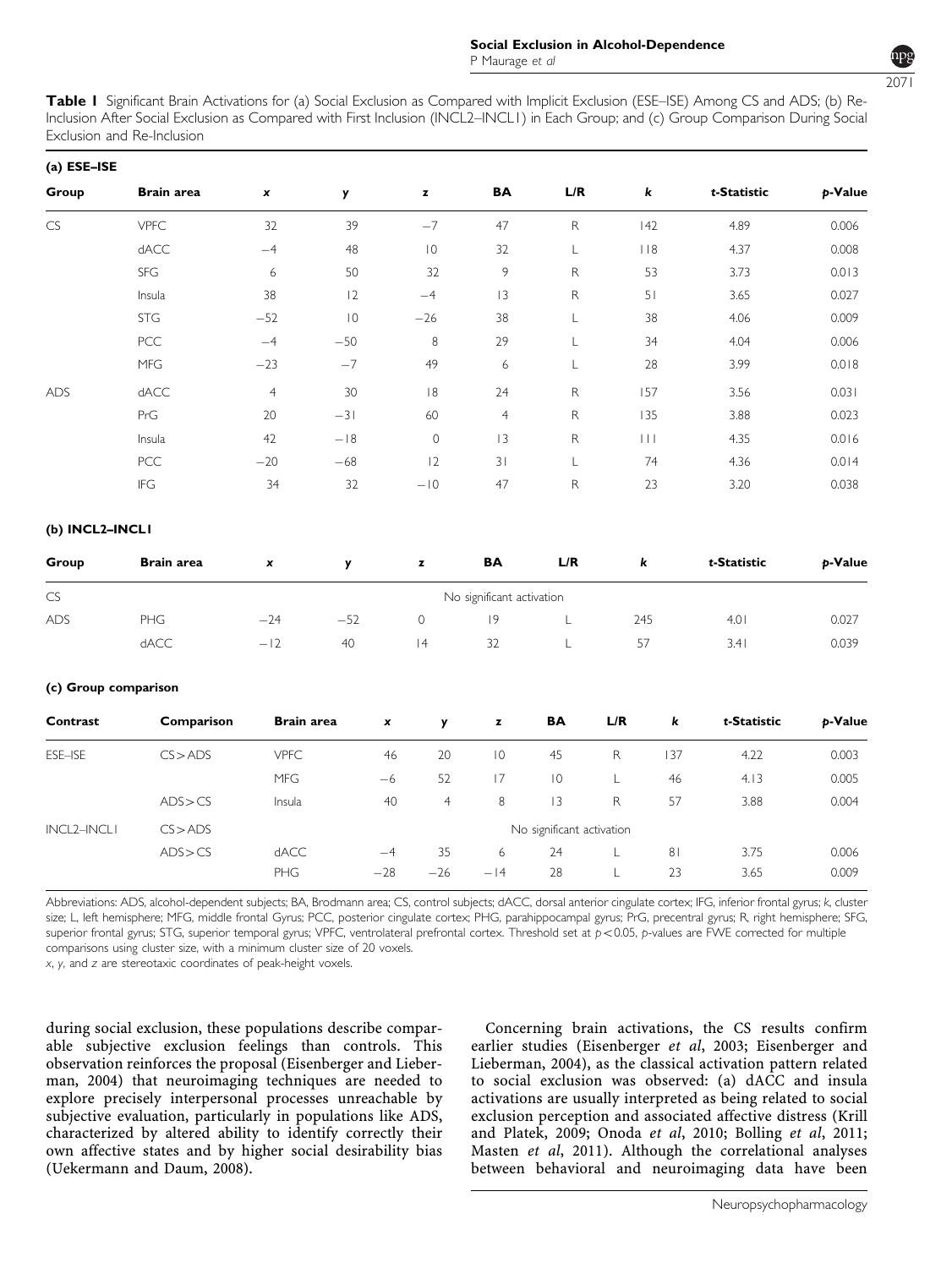**Table 1** Significant Brain Activations for (a) Social Exclusion as Compared with Implicit Exclusion (ESE–ISE) Among CS and ADS; (b) Re-Inclusion After Social Exclusion as Compared with First Inclusion (INCL2–INCL1) in Each Group; and (c) Group Comparison During Social Exclusion and Re-Inclusion

**(a) ESE–ISE**

| Group | Brain area | *x* | *y* | *z* | BA | L/R | *k* | *t*-Statistic | *p*-Value |
|---|---|---|---|---|---|---|---|---|---|
| CS | VPFC | 32 | 39 | −7 | 47 | R | 142 | 4.89 | 0.006 |
| | dACC | −4 | 48 | 10 | 32 | L | 118 | 4.37 | 0.008 |
| | SFG | 6 | 50 | 32 | 9 | R | 53 | 3.73 | 0.013 |
| | Insula | 38 | 12 | −4 | 13 | R | 51 | 3.65 | 0.027 |
| | STG | −52 | 10 | −26 | 38 | L | 38 | 4.06 | 0.009 |
| | PCC | −4 | −50 | 8 | 29 | L | 34 | 4.04 | 0.006 |
| | MFG | −23 | −7 | 49 | 6 | L | 28 | 3.99 | 0.018 |
| ADS | dACC | 4 | 30 | 18 | 24 | R | 157 | 3.56 | 0.031 |
| | PrG | 20 | −31 | 60 | 4 | R | 135 | 3.88 | 0.023 |
| | Insula | 42 | −18 | 0 | 13 | R | 111 | 4.35 | 0.016 |
| | PCC | −20 | −68 | 12 | 31 | L | 74 | 4.36 | 0.014 |
| | IFG | 34 | 32 | −10 | 47 | R | 23 | 3.20 | 0.038 |

**(b) INCL2–INCL1**

| Group | Brain area | *x* | *y* | *z* | BA | L/R | *k* | *t*-Statistic | *p*-Value |
|---|---|---|---|---|---|---|---|---|---|
| CS | No significant activation | | | | | | | | |
| ADS | PHG | −24 | −52 | 0 | 19 | L | 245 | 4.01 | 0.027 |
| | dACC | −12 | 40 | 14 | 32 | L | 57 | 3.41 | 0.039 |

**(c) Group comparison**

| Contrast | Comparison | Brain area | *x* | *y* | *z* | BA | L/R | *k* | *t*-Statistic | *p*-Value |
|---|---|---|---|---|---|---|---|---|---|---|
| ESE–ISE | CS > ADS | VPFC | 46 | 20 | 10 | 45 | R | 137 | 4.22 | 0.003 |
| | | MFG | −6 | 52 | 17 | 10 | L | 46 | 4.13 | 0.005 |
| | ADS > CS | Insula | 40 | 4 | 8 | 13 | R | 57 | 3.88 | 0.004 |
| INCL2–INCL1 | CS > ADS | No significant activation | | | | | | | | |
| | ADS > CS | dACC | −4 | 35 | 6 | 24 | L | 81 | 3.75 | 0.006 |
| | | PHG | −28 | −26 | −14 | 28 | L | 23 | 3.65 | 0.009 |

Abbreviations: ADS, alcohol-dependent subjects; BA, Brodmann area; CS, control subjects; dACC, dorsal anterior cingulate cortex; IFG, inferior frontal gyrus; *k*, cluster size; L, left hemisphere; MFG, middle frontal Gyrus; PCC, posterior cingulate cortex; PHG, parahippocampal gyrus; PrG, precentral gyrus; R, right hemisphere; SFG, superior frontal gyrus; STG, superior temporal gyrus; VPFC, ventrolateral prefrontal cortex. Threshold set at $p<0.05$, *p*-values are FWE corrected for multiple comparisons using cluster size, with a minimum cluster size of 20 voxels.

*x*, *y*, and *z* are stereotaxic coordinates of peak-height voxels.

during social exclusion, these populations describe comparable subjective exclusion feelings than controls. This observation reinforces the proposal (Eisenberger and Lieberman, 2004) that neuroimaging techniques are needed to explore precisely interpersonal processes unreachable by subjective evaluation, particularly in populations like ADS, characterized by altered ability to identify correctly their own affective states and by higher social desirability bias (Uekermann and Daum, 2008).

Concerning brain activations, the CS results confirm earlier studies (Eisenberger *et al*, 2003; Eisenberger and Lieberman, 2004), as the classical activation pattern related to social exclusion was observed: (a) dACC and insula activations are usually interpreted as being related to social exclusion perception and associated affective distress (Krill and Platek, 2009; Onoda *et al*, 2010; Bolling *et al*, 2011; Masten *et al*, 2011). Although the correlational analyses between behavioral and neuroimaging data have been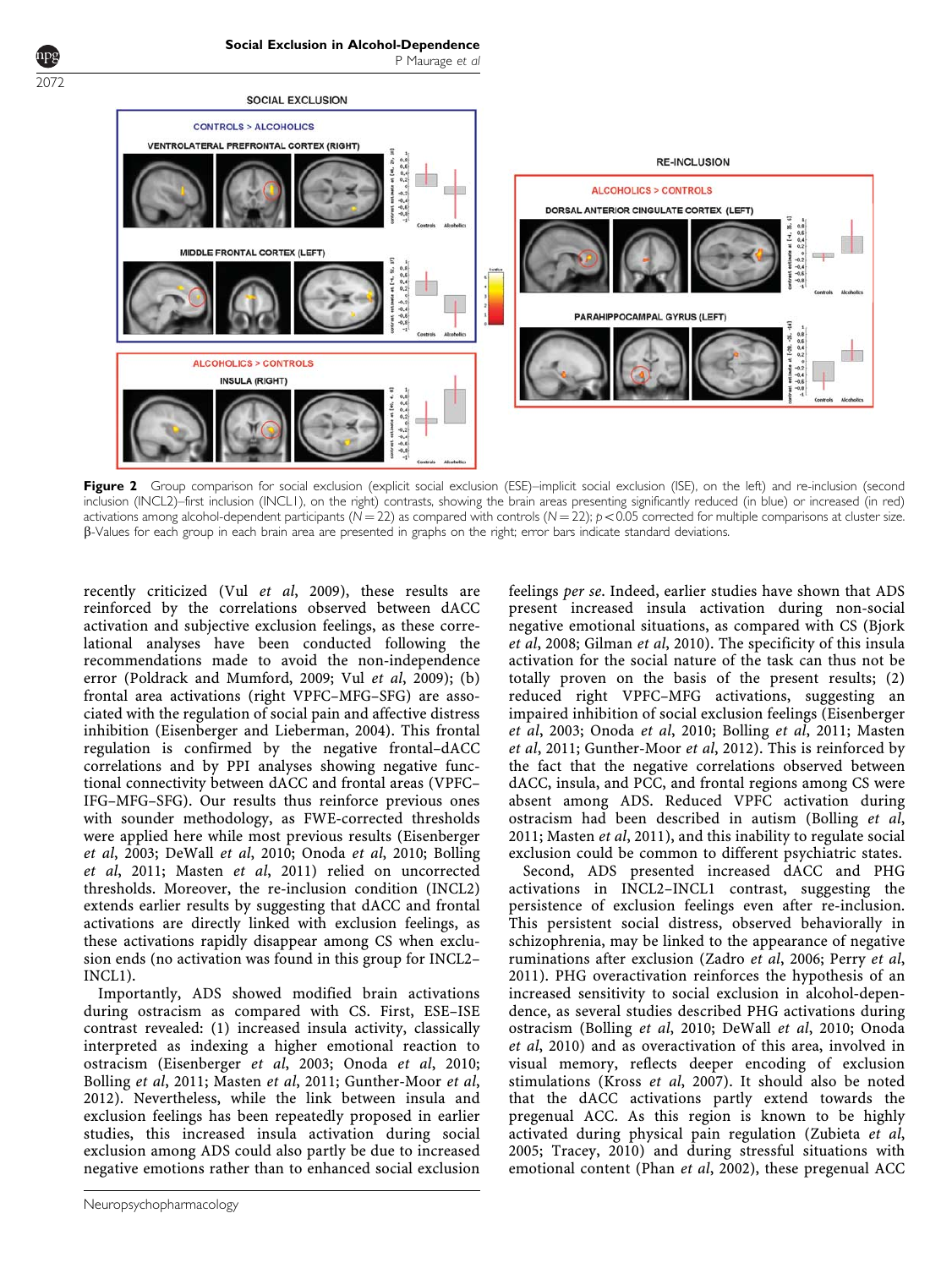**Figure 2** Group comparison for social exclusion (explicit social exclusion (ESE)–implicit social exclusion (ISE), on the left) and re-inclusion (second inclusion (INCL2)–first inclusion (INCL1), on the right) contrasts, showing the brain areas presenting significantly reduced (in blue) or increased (in red) activations among alcohol-dependent participants ($N = 22$) as compared with controls ($N = 22$); $p < 0.05$ corrected for multiple comparisons at cluster size. β-Values for each group in each brain area are presented in graphs on the right; error bars indicate standard deviations.

recently criticized (Vul *et al*, 2009), these results are reinforced by the correlations observed between dACC activation and subjective exclusion feelings, as these correlational analyses have been conducted following the recommendations made to avoid the non-independence error (Poldrack and Mumford, 2009; Vul *et al*, 2009); (b) frontal area activations (right VPFC–MFG–SFG) are associated with the regulation of social pain and affective distress inhibition (Eisenberger and Lieberman, 2004). This frontal regulation is confirmed by the negative frontal–dACC correlations and by PPI analyses showing negative functional connectivity between dACC and frontal areas (VPFC–IFG–MFG–SFG). Our results thus reinforce previous ones with sounder methodology, as FWE-corrected thresholds were applied here while most previous results (Eisenberger *et al*, 2003; DeWall *et al*, 2010; Onoda *et al*, 2010; Bolling *et al*, 2011; Masten *et al*, 2011) relied on uncorrected thresholds. Moreover, the re-inclusion condition (INCL2) extends earlier results by suggesting that dACC and frontal activations are directly linked with exclusion feelings, as these activations rapidly disappear among CS when exclusion ends (no activation was found in this group for INCL2–INCL1).

Importantly, ADS showed modified brain activations during ostracism as compared with CS. First, ESE–ISE contrast revealed: (1) increased insula activity, classically interpreted as indexing a higher emotional reaction to ostracism (Eisenberger *et al*, 2003; Onoda *et al*, 2010; Bolling *et al*, 2011; Masten *et al*, 2011; Gunther-Moor *et al*, 2012). Nevertheless, while the link between insula and exclusion feelings has been repeatedly proposed in earlier studies, this increased insula activation during social exclusion among ADS could also partly be due to increased negative emotions rather than to enhanced social exclusion feelings *per se*. Indeed, earlier studies have shown that ADS present increased insula activation during non-social negative emotional situations, as compared with CS (Bjork *et al*, 2008; Gilman *et al*, 2010). The specificity of this insula activation for the social nature of the task can thus not be totally proven on the basis of the present results; (2) reduced right VPFC–MFG activations, suggesting an impaired inhibition of social exclusion feelings (Eisenberger *et al*, 2003; Onoda *et al*, 2010; Bolling *et al*, 2011; Masten *et al*, 2011; Gunther-Moor *et al*, 2012). This is reinforced by the fact that the negative correlations observed between dACC, insula, and PCC, and frontal regions among CS were absent among ADS. Reduced VPFC activation during ostracism had been described in autism (Bolling *et al*, 2011; Masten *et al*, 2011), and this inability to regulate social exclusion could be common to different psychiatric states.

Second, ADS presented increased dACC and PHG activations in INCL2–INCL1 contrast, suggesting the persistence of exclusion feelings even after re-inclusion. This persistent social distress, observed behaviorally in schizophrenia, may be linked to the appearance of negative ruminations after exclusion (Zadro *et al*, 2006; Perry *et al*, 2011). PHG overactivation reinforces the hypothesis of an increased sensitivity to social exclusion in alcohol-dependence, as several studies described PHG activations during ostracism (Bolling *et al*, 2010; DeWall *et al*, 2010; Onoda *et al*, 2010) and as overactivation of this area, involved in visual memory, reflects deeper encoding of exclusion stimulations (Kross *et al*, 2007). It should also be noted that the dACC activations partly extend towards the pregenual ACC. As this region is known to be highly activated during physical pain regulation (Zubieta *et al*, 2005; Tracey, 2010) and during stressful situations with emotional content (Phan *et al*, 2002), these pregenual ACC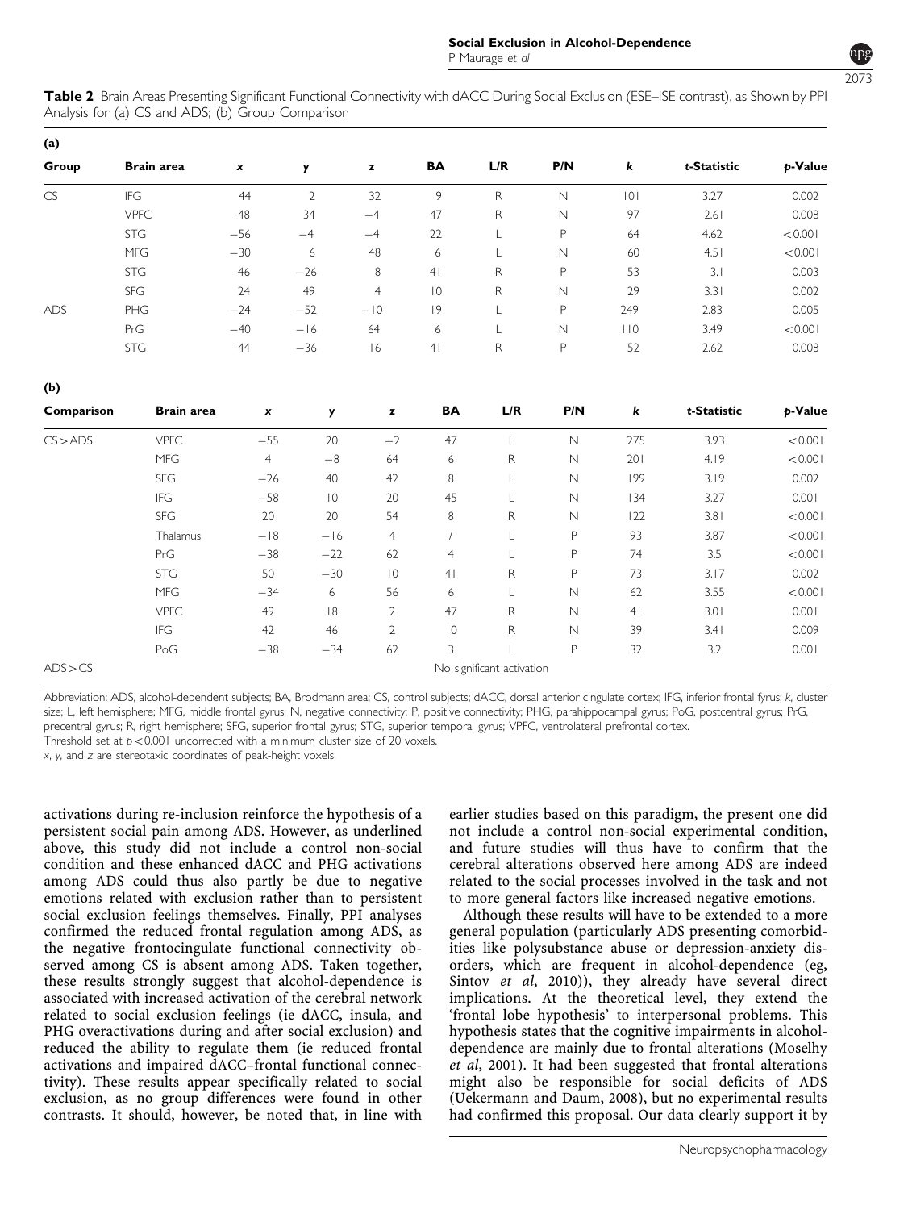**Table 2** Brain Areas Presenting Significant Functional Connectivity with dACC During Social Exclusion (ESE–ISE contrast), as Shown by PPI Analysis for (a) CS and ADS; (b) Group Comparison

**(a)**

| Group | Brain area | x | y | z | BA | L/R | P/N | k | t-Statistic | p-Value |
|---|---|---|---|---|---|---|---|---|---|---|
| CS | IFG | 44 | 2 | 32 | 9 | R | N | 101 | 3.27 | 0.002 |
| | VPFC | 48 | 34 | −4 | 47 | R | N | 97 | 2.61 | 0.008 |
| | STG | −56 | −4 | −4 | 22 | L | P | 64 | 4.62 | <0.001 |
| | MFG | −30 | 6 | 48 | 6 | L | N | 60 | 4.51 | <0.001 |
| | STG | 46 | −26 | 8 | 41 | R | P | 53 | 3.1 | 0.003 |
| | SFG | 24 | 49 | 4 | 10 | R | N | 29 | 3.31 | 0.002 |
| ADS | PHG | −24 | −52 | −10 | 19 | L | P | 249 | 2.83 | 0.005 |
| | PrG | −40 | −16 | 64 | 6 | L | N | 110 | 3.49 | <0.001 |
| | STG | 44 | −36 | 16 | 41 | R | P | 52 | 2.62 | 0.008 |

**(b)**

| Comparison | Brain area | x | y | z | BA | L/R | P/N | k | t-Statistic | p-Value |
|---|---|---|---|---|---|---|---|---|---|---|
| CS>ADS | VPFC | −55 | 20 | −2 | 47 | L | N | 275 | 3.93 | <0.001 |
| | MFG | 4 | −8 | 64 | 6 | R | N | 201 | 4.19 | <0.001 |
| | SFG | −26 | 40 | 42 | 8 | L | N | 199 | 3.19 | 0.002 |
| | IFG | −58 | 10 | 20 | 45 | L | N | 134 | 3.27 | 0.001 |
| | SFG | 20 | 20 | 54 | 8 | R | N | 122 | 3.81 | <0.001 |
| | Thalamus | −18 | −16 | 4 | / | L | P | 93 | 3.87 | <0.001 |
| | PrG | −38 | −22 | 62 | 4 | L | P | 74 | 3.5 | <0.001 |
| | STG | 50 | −30 | 10 | 41 | R | P | 73 | 3.17 | 0.002 |
| | MFG | −34 | 6 | 56 | 6 | L | N | 62 | 3.55 | <0.001 |
| | VPFC | 49 | 18 | 2 | 47 | R | N | 41 | 3.01 | 0.001 |
| | IFG | 42 | 46 | 2 | 10 | R | N | 39 | 3.41 | 0.009 |
| | PoG | −38 | −34 | 62 | 3 | L | P | 32 | 3.2 | 0.001 |
| ADS>CS | No significant activation | | | | | | | | | |

Abbreviation: ADS, alcohol-dependent subjects; BA, Brodmann area; CS, control subjects; dACC, dorsal anterior cingulate cortex; IFG, inferior frontal fyrus; k, cluster size; L, left hemisphere; MFG, middle frontal gyrus; N, negative connectivity; P, positive connectivity; PHG, parahippocampal gyrus; PoG, postcentral gyrus; PrG, precentral gyrus; R, right hemisphere; SFG, superior frontal gyrus; STG, superior temporal gyrus; VPFC, ventrolateral prefrontal cortex.
Threshold set at $p<0.001$ uncorrected with a minimum cluster size of 20 voxels.
x, y, and z are stereotaxic coordinates of peak-height voxels.

activations during re-inclusion reinforce the hypothesis of a persistent social pain among ADS. However, as underlined above, this study did not include a control non-social condition and these enhanced dACC and PHG activations among ADS could thus also partly be due to negative emotions related with exclusion rather than to persistent social exclusion feelings themselves. Finally, PPI analyses confirmed the reduced frontal regulation among ADS, as the negative frontocingulate functional connectivity observed among CS is absent among ADS. Taken together, these results strongly suggest that alcohol-dependence is associated with increased activation of the cerebral network related to social exclusion feelings (ie dACC, insula, and PHG overactivations during and after social exclusion) and reduced the ability to regulate them (ie reduced frontal activations and impaired dACC–frontal functional connectivity). These results appear specifically related to social exclusion, as no group differences were found in other contrasts. It should, however, be noted that, in line with earlier studies based on this paradigm, the present one did not include a control non-social experimental condition, and future studies will thus have to confirm that the cerebral alterations observed here among ADS are indeed related to the social processes involved in the task and not to more general factors like increased negative emotions.

Although these results will have to be extended to a more general population (particularly ADS presenting comorbidities like polysubstance abuse or depression-anxiety disorders, which are frequent in alcohol-dependence (eg, Sintov *et al*, 2010)), they already have several direct implications. At the theoretical level, they extend the 'frontal lobe hypothesis' to interpersonal problems. This hypothesis states that the cognitive impairments in alcohol-dependence are mainly due to frontal alterations (Moselhy *et al*, 2001). It had been suggested that frontal alterations might also be responsible for social deficits of ADS (Uekermann and Daum, 2008), but no experimental results had confirmed this proposal. Our data clearly support it by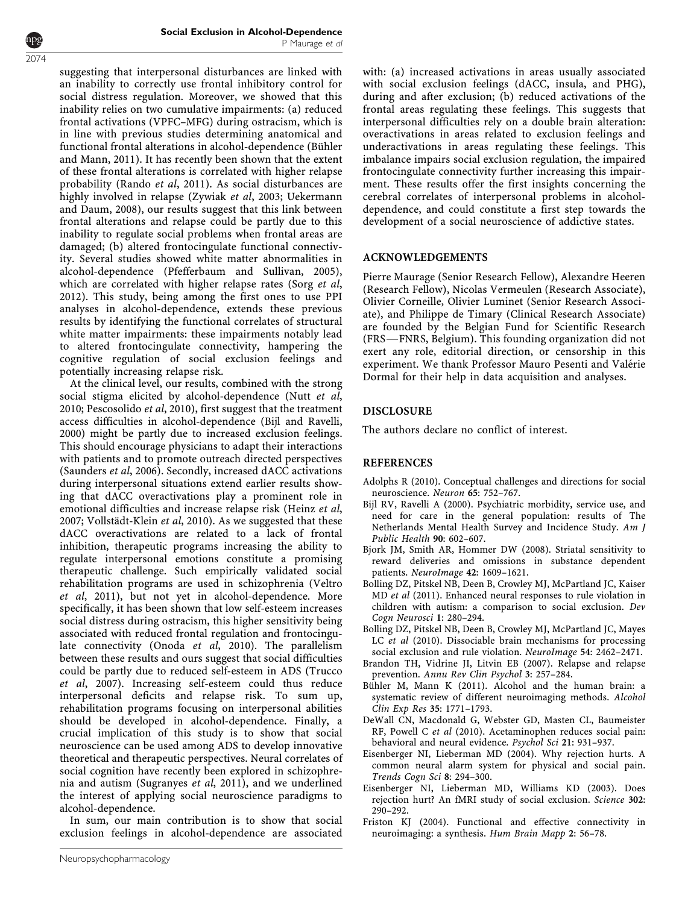suggesting that interpersonal disturbances are linked with an inability to correctly use frontal inhibitory control for social distress regulation. Moreover, we showed that this inability relies on two cumulative impairments: (a) reduced frontal activations (VPFC–MFG) during ostracism, which is in line with previous studies determining anatomical and functional frontal alterations in alcohol-dependence (Bühler and Mann, 2011). It has recently been shown that the extent of these frontal alterations is correlated with higher relapse probability (Rando *et al*, 2011). As social disturbances are highly involved in relapse (Zywiak *et al*, 2003; Uekermann and Daum, 2008), our results suggest that this link between frontal alterations and relapse could be partly due to this inability to regulate social problems when frontal areas are damaged; (b) altered frontocingulate functional connectivity. Several studies showed white matter abnormalities in alcohol-dependence (Pfefferbaum and Sullivan, 2005), which are correlated with higher relapse rates (Sorg *et al*, 2012). This study, being among the first ones to use PPI analyses in alcohol-dependence, extends these previous results by identifying the functional correlates of structural white matter impairments: these impairments notably lead to altered frontocingulate connectivity, hampering the cognitive regulation of social exclusion feelings and potentially increasing relapse risk.

At the clinical level, our results, combined with the strong social stigma elicited by alcohol-dependence (Nutt *et al*, 2010; Pescosolido *et al*, 2010), first suggest that the treatment access difficulties in alcohol-dependence (Bijl and Ravelli, 2000) might be partly due to increased exclusion feelings. This should encourage physicians to adapt their interactions with patients and to promote outreach directed perspectives (Saunders *et al*, 2006). Secondly, increased dACC activations during interpersonal situations extend earlier results showing that dACC overactivations play a prominent role in emotional difficulties and increase relapse risk (Heinz *et al*, 2007; Vollstädt-Klein *et al*, 2010). As we suggested that these dACC overactivations are related to a lack of frontal inhibition, therapeutic programs increasing the ability to regulate interpersonal emotions constitute a promising therapeutic challenge. Such empirically validated social rehabilitation programs are used in schizophrenia (Veltro *et al*, 2011), but not yet in alcohol-dependence. More specifically, it has been shown that low self-esteem increases social distress during ostracism, this higher sensitivity being associated with reduced frontal regulation and frontocingulate connectivity (Onoda *et al*, 2010). The parallelism between these results and ours suggest that social difficulties could be partly due to reduced self-esteem in ADS (Trucco *et al*, 2007). Increasing self-esteem could thus reduce interpersonal deficits and relapse risk. To sum up, rehabilitation programs focusing on interpersonal abilities should be developed in alcohol-dependence. Finally, a crucial implication of this study is to show that social neuroscience can be used among ADS to develop innovative theoretical and therapeutic perspectives. Neural correlates of social cognition have recently been explored in schizophrenia and autism (Sugranyes *et al*, 2011), and we underlined the interest of applying social neuroscience paradigms to alcohol-dependence.

In sum, our main contribution is to show that social exclusion feelings in alcohol-dependence are associated with: (a) increased activations in areas usually associated with social exclusion feelings (dACC, insula, and PHG), during and after exclusion; (b) reduced activations of the frontal areas regulating these feelings. This suggests that interpersonal difficulties rely on a double brain alteration: overactivations in areas related to exclusion feelings and underactivations in areas regulating these feelings. This imbalance impairs social exclusion regulation, the impaired frontocingulate connectivity further increasing this impairment. These results offer the first insights concerning the cerebral correlates of interpersonal problems in alcohol-dependence, and could constitute a first step towards the development of a social neuroscience of addictive states.

## ACKNOWLEDGEMENTS

Pierre Maurage (Senior Research Fellow), Alexandre Heeren (Research Fellow), Nicolas Vermeulen (Research Associate), Olivier Corneille, Olivier Luminet (Senior Research Associate), and Philippe de Timary (Clinical Research Associate) are founded by the Belgian Fund for Scientific Research (FRS—FNRS, Belgium). This founding organization did not exert any role, editorial direction, or censorship in this experiment. We thank Professor Mauro Pesenti and Valérie Dormal for their help in data acquisition and analyses.

## DISCLOSURE

The authors declare no conflict of interest.

## REFERENCES

Adolphs R (2010). Conceptual challenges and directions for social neuroscience. *Neuron* **65**: 752–767.

Bijl RV, Ravelli A (2000). Psychiatric morbidity, service use, and need for care in the general population: results of The Netherlands Mental Health Survey and Incidence Study. *Am J Public Health* **90**: 602–607.

Bjork JM, Smith AR, Hommer DW (2008). Striatal sensitivity to reward deliveries and omissions in substance dependent patients. *NeuroImage* **42**: 1609–1621.

Bolling DZ, Pitskel NB, Deen B, Crowley MJ, McPartland JC, Kaiser MD *et al* (2011). Enhanced neural responses to rule violation in children with autism: a comparison to social exclusion. *Dev Cogn Neurosci* **1**: 280–294.

Bolling DZ, Pitskel NB, Deen B, Crowley MJ, McPartland JC, Mayes LC *et al* (2010). Dissociable brain mechanisms for processing social exclusion and rule violation. *NeuroImage* **54**: 2462–2471.

Brandon TH, Vidrine JI, Litvin EB (2007). Relapse and relapse prevention. *Annu Rev Clin Psychol* **3**: 257–284.

Bühler M, Mann K (2011). Alcohol and the human brain: a systematic review of different neuroimaging methods. *Alcohol Clin Exp Res* **35**: 1771–1793.

DeWall CN, Macdonald G, Webster GD, Masten CL, Baumeister RF, Powell C *et al* (2010). Acetaminophen reduces social pain: behavioral and neural evidence. *Psychol Sci* **21**: 931–937.

Eisenberger NI, Lieberman MD (2004). Why rejection hurts. A common neural alarm system for physical and social pain. *Trends Cogn Sci* **8**: 294–300.

Eisenberger NI, Lieberman MD, Williams KD (2003). Does rejection hurt? An fMRI study of social exclusion. *Science* **302**: 290–292.

Friston KJ (2004). Functional and effective connectivity in neuroimaging: a synthesis. *Hum Brain Mapp* **2**: 56–78.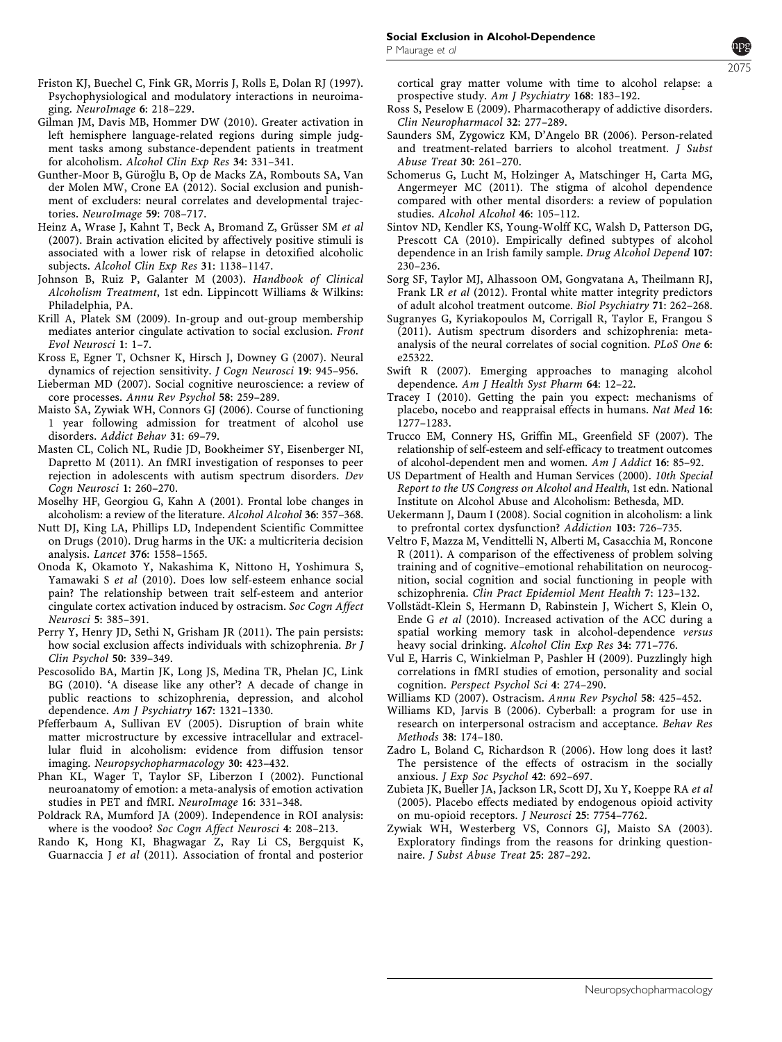Friston KJ, Buechel C, Fink GR, Morris J, Rolls E, Dolan RJ (1997). Psychophysiological and modulatory interactions in neuroimaging. *NeuroImage* **6**: 218–229.

Gilman JM, Davis MB, Hommer DW (2010). Greater activation in left hemisphere language-related regions during simple judgment tasks among substance-dependent patients in treatment for alcoholism. *Alcohol Clin Exp Res* **34**: 331–341.

Gunther-Moor B, Güroğlu B, Op de Macks ZA, Rombouts SA, Van der Molen MW, Crone EA (2012). Social exclusion and punishment of excluders: neural correlates and developmental trajectories. *NeuroImage* **59**: 708–717.

Heinz A, Wrase J, Kahnt T, Beck A, Bromand Z, Grüsser SM *et al* (2007). Brain activation elicited by affectively positive stimuli is associated with a lower risk of relapse in detoxified alcoholic subjects. *Alcohol Clin Exp Res* **31**: 1138–1147.

Johnson B, Ruiz P, Galanter M (2003). *Handbook of Clinical Alcoholism Treatment*, 1st edn. Lippincott Williams & Wilkins: Philadelphia, PA.

Krill A, Platek SM (2009). In-group and out-group membership mediates anterior cingulate activation to social exclusion. *Front Evol Neurosci* **1**: 1–7.

Kross E, Egner T, Ochsner K, Hirsch J, Downey G (2007). Neural dynamics of rejection sensitivity. *J Cogn Neurosci* **19**: 945–956.

Lieberman MD (2007). Social cognitive neuroscience: a review of core processes. *Annu Rev Psychol* **58**: 259–289.

Maisto SA, Zywiak WH, Connors GJ (2006). Course of functioning 1 year following admission for treatment of alcohol use disorders. *Addict Behav* **31**: 69–79.

Masten CL, Colich NL, Rudie JD, Bookheimer SY, Eisenberger NI, Dapretto M (2011). An fMRI investigation of responses to peer rejection in adolescents with autism spectrum disorders. *Dev Cogn Neurosci* **1**: 260–270.

Moselhy HF, Georgiou G, Kahn A (2001). Frontal lobe changes in alcoholism: a review of the literature. *Alcohol Alcohol* **36**: 357–368.

Nutt DJ, King LA, Phillips LD, Independent Scientific Committee on Drugs (2010). Drug harms in the UK: a multicriteria decision analysis. *Lancet* **376**: 1558–1565.

Onoda K, Okamoto Y, Nakashima K, Nittono H, Yoshimura S, Yamawaki S *et al* (2010). Does low self-esteem enhance social pain? The relationship between trait self-esteem and anterior cingulate cortex activation induced by ostracism. *Soc Cogn Affect Neurosci* **5**: 385–391.

Perry Y, Henry JD, Sethi N, Grisham JR (2011). The pain persists: how social exclusion affects individuals with schizophrenia. *Br J Clin Psychol* **50**: 339–349.

Pescosolido BA, Martin JK, Long JS, Medina TR, Phelan JC, Link BG (2010). 'A disease like any other'? A decade of change in public reactions to schizophrenia, depression, and alcohol dependence. *Am J Psychiatry* **167**: 1321–1330.

Pfefferbaum A, Sullivan EV (2005). Disruption of brain white matter microstructure by excessive intracellular and extracellular fluid in alcoholism: evidence from diffusion tensor imaging. *Neuropsychopharmacology* **30**: 423–432.

Phan KL, Wager T, Taylor SF, Liberzon I (2002). Functional neuroanatomy of emotion: a meta-analysis of emotion activation studies in PET and fMRI. *NeuroImage* **16**: 331–348.

Poldrack RA, Mumford JA (2009). Independence in ROI analysis: where is the voodoo? *Soc Cogn Affect Neurosci* **4**: 208–213.

Rando K, Hong KI, Bhagwagar Z, Ray Li CS, Bergquist K, Guarnaccia J *et al* (2011). Association of frontal and posterior cortical gray matter volume with time to alcohol relapse: a prospective study. *Am J Psychiatry* **168**: 183–192.

Ross S, Peselow E (2009). Pharmacotherapy of addictive disorders. *Clin Neuropharmacol* **32**: 277–289.

Saunders SM, Zygowicz KM, D'Angelo BR (2006). Person-related and treatment-related barriers to alcohol treatment. *J Subst Abuse Treat* **30**: 261–270.

Schomerus G, Lucht M, Holzinger A, Matschinger H, Carta MG, Angermeyer MC (2011). The stigma of alcohol dependence compared with other mental disorders: a review of population studies. *Alcohol Alcohol* **46**: 105–112.

Sintov ND, Kendler KS, Young-Wolff KC, Walsh D, Patterson DG, Prescott CA (2010). Empirically defined subtypes of alcohol dependence in an Irish family sample. *Drug Alcohol Depend* **107**: 230–236.

Sorg SF, Taylor MJ, Alhassoon OM, Gongvatana A, Theilmann RJ, Frank LR *et al* (2012). Frontal white matter integrity predictors of adult alcohol treatment outcome. *Biol Psychiatry* **71**: 262–268.

Sugranyes G, Kyriakopoulos M, Corrigall R, Taylor E, Frangou S (2011). Autism spectrum disorders and schizophrenia: meta-analysis of the neural correlates of social cognition. *PLoS One* **6**: e25322.

Swift R (2007). Emerging approaches to managing alcohol dependence. *Am J Health Syst Pharm* **64**: 12–22.

Tracey I (2010). Getting the pain you expect: mechanisms of placebo, nocebo and reappraisal effects in humans. *Nat Med* **16**: 1277–1283.

Trucco EM, Connery HS, Griffin ML, Greenfield SF (2007). The relationship of self-esteem and self-efficacy to treatment outcomes of alcohol-dependent men and women. *Am J Addict* **16**: 85–92.

US Department of Health and Human Services (2000). *10th Special Report to the US Congress on Alcohol and Health*, 1st edn. National Institute on Alcohol Abuse and Alcoholism: Bethesda, MD.

Uekermann J, Daum I (2008). Social cognition in alcoholism: a link to prefrontal cortex dysfunction? *Addiction* **103**: 726–735.

Veltro F, Mazza M, Vendittelli N, Alberti M, Casacchia M, Roncone R (2011). A comparison of the effectiveness of problem solving training and of cognitive–emotional rehabilitation on neurocognition, social cognition and social functioning in people with schizophrenia. *Clin Pract Epidemiol Ment Health* **7**: 123–132.

Vollstädt-Klein S, Hermann D, Rabinstein J, Wichert S, Klein O, Ende G *et al* (2010). Increased activation of the ACC during a spatial working memory task in alcohol-dependence *versus* heavy social drinking. *Alcohol Clin Exp Res* **34**: 771–776.

Vul E, Harris C, Winkielman P, Pashler H (2009). Puzzlingly high correlations in fMRI studies of emotion, personality and social cognition. *Perspect Psychol Sci* **4**: 274–290.

Williams KD (2007). Ostracism. *Annu Rev Psychol* **58**: 425–452.

Williams KD, Jarvis B (2006). Cyberball: a program for use in research on interpersonal ostracism and acceptance. *Behav Res Methods* **38**: 174–180.

Zadro L, Boland C, Richardson R (2006). How long does it last? The persistence of the effects of ostracism in the socially anxious. *J Exp Soc Psychol* **42**: 692–697.

Zubieta JK, Bueller JA, Jackson LR, Scott DJ, Xu Y, Koeppe RA *et al* (2005). Placebo effects mediated by endogenous opioid activity on mu-opioid receptors. *J Neurosci* **25**: 7754–7762.

Zywiak WH, Westerberg VS, Connors GJ, Maisto SA (2003). Exploratory findings from the reasons for drinking questionnaire. *J Subst Abuse Treat* **25**: 287–292.